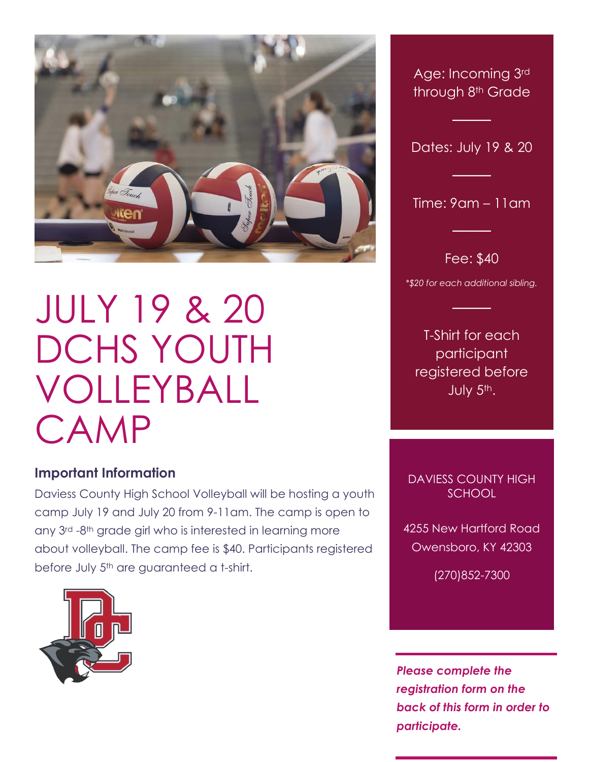# JULY 19 & 20 DCHS YOUTH VOLLEYBALL CAMP

### Important Information

Daviess County High School Volleyball will be hosting a youth camp July 19 and July 20 from 9-11am. The camp is open to any 3rd -8th grade girl who is interested in learning more about volleyball. The camp fee is $40. Participants registered before July 5th are guaranteed a t-shirt.

Age: Incoming 3rd through 8th Grade

Dates: July 19 & 20

Time: 9am – 11am

Fee: $40

*\*$20 for each additional sibling.*

T-Shirt for each participant registered before July 5th.

DAVIESS COUNTY HIGH SCHOOL

4255 New Hartford Road
Owensboro, KY 42303

(270)852-7300

***Please complete the registration form on the back of this form in order to participate.***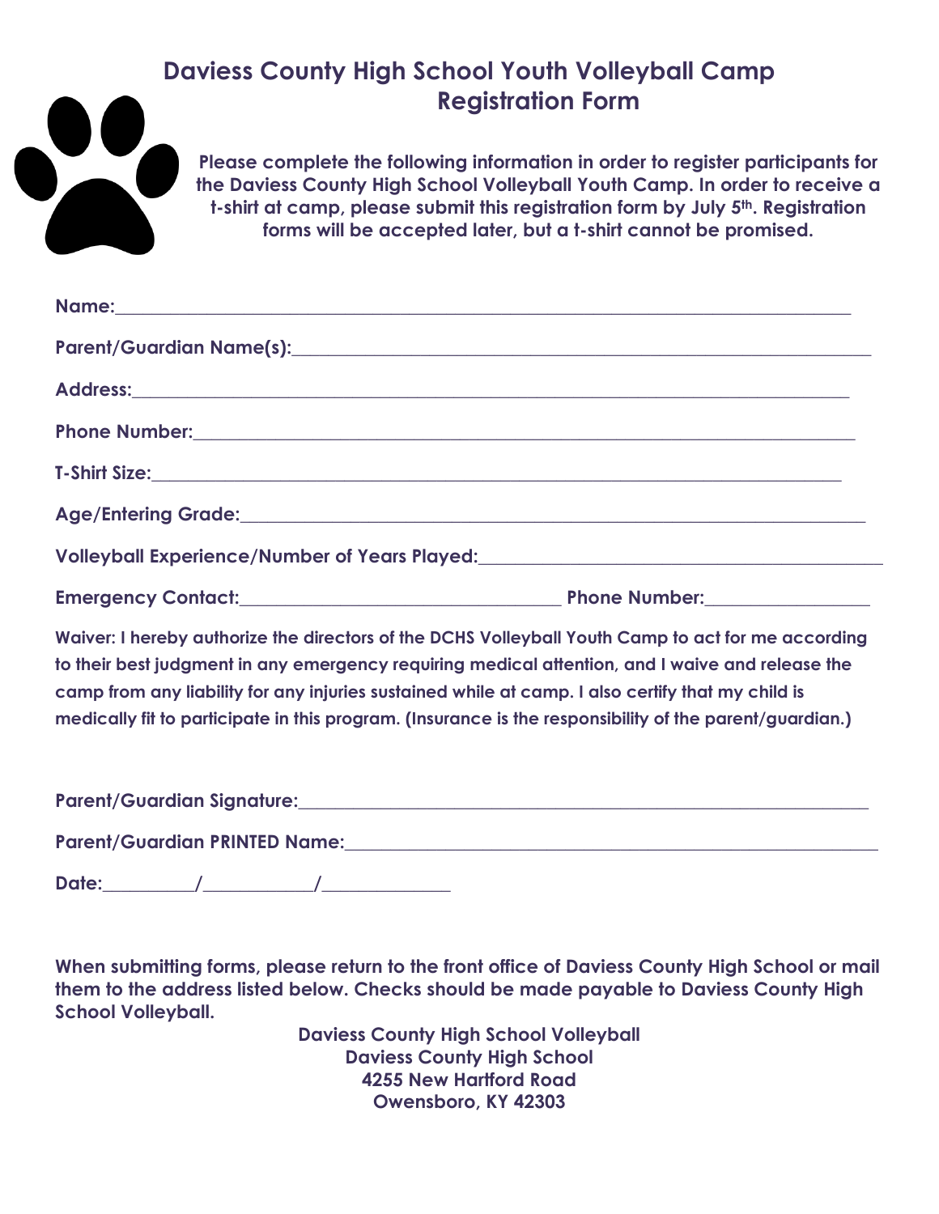# Daviess County High School Youth Volleyball Camp Registration Form

**Please complete the following information in order to register participants for the Daviess County High School Volleyball Youth Camp. In order to receive a t-shirt at camp, please submit this registration form by July 5th. Registration forms will be accepted later, but a t-shirt cannot be promised.**

**Name:**\_\_\_\_\_\_\_\_\_\_\_\_\_\_\_\_\_\_\_\_\_\_\_\_\_\_\_\_\_\_\_\_\_\_\_\_\_\_\_\_\_\_\_\_\_\_\_\_\_\_\_\_\_\_\_\_\_\_\_\_\_\_\_\_\_\_\_\_\_\_\_\_

**Parent/Guardian Name(s):**\_\_\_\_\_\_\_\_\_\_\_\_\_\_\_\_\_\_\_\_\_\_\_\_\_\_\_\_\_\_\_\_\_\_\_\_\_\_\_\_\_\_\_\_\_\_\_\_\_\_\_\_\_\_

**Address:**\_\_\_\_\_\_\_\_\_\_\_\_\_\_\_\_\_\_\_\_\_\_\_\_\_\_\_\_\_\_\_\_\_\_\_\_\_\_\_\_\_\_\_\_\_\_\_\_\_\_\_\_\_\_\_\_\_\_\_\_\_\_\_\_\_\_\_\_

**Phone Number:**\_\_\_\_\_\_\_\_\_\_\_\_\_\_\_\_\_\_\_\_\_\_\_\_\_\_\_\_\_\_\_\_\_\_\_\_\_\_\_\_\_\_\_\_\_\_\_\_\_\_\_\_\_\_\_\_\_\_\_\_\_\_

**T-Shirt Size:**\_\_\_\_\_\_\_\_\_\_\_\_\_\_\_\_\_\_\_\_\_\_\_\_\_\_\_\_\_\_\_\_\_\_\_\_\_\_\_\_\_\_\_\_\_\_\_\_\_\_\_\_\_\_\_\_\_\_\_\_\_\_\_\_

**Age/Entering Grade:**\_\_\_\_\_\_\_\_\_\_\_\_\_\_\_\_\_\_\_\_\_\_\_\_\_\_\_\_\_\_\_\_\_\_\_\_\_\_\_\_\_\_\_\_\_\_\_\_\_\_\_\_\_\_\_\_\_\_

**Volleyball Experience/Number of Years Played:**\_\_\_\_\_\_\_\_\_\_\_\_\_\_\_\_\_\_\_\_\_\_\_\_\_\_\_\_\_\_\_\_\_\_\_\_

**Emergency Contact:**\_\_\_\_\_\_\_\_\_\_\_\_\_\_\_\_\_\_\_\_\_\_\_\_\_\_\_\_\_\_ **Phone Number:**\_\_\_\_\_\_\_\_\_\_\_\_\_\_

**Waiver: I hereby authorize the directors of the DCHS Volleyball Youth Camp to act for me according to their best judgment in any emergency requiring medical attention, and I waive and release the camp from any liability for any injuries sustained while at camp. I also certify that my child is medically fit to participate in this program. (Insurance is the responsibility of the parent/guardian.)**

**Parent/Guardian Signature:**\_\_\_\_\_\_\_\_\_\_\_\_\_\_\_\_\_\_\_\_\_\_\_\_\_\_\_\_\_\_\_\_\_\_\_\_\_\_\_\_\_\_\_\_\_\_\_\_\_\_\_\_

**Parent/Guardian PRINTED Name:**\_\_\_\_\_\_\_\_\_\_\_\_\_\_\_\_\_\_\_\_\_\_\_\_\_\_\_\_\_\_\_\_\_\_\_\_\_\_\_\_\_\_\_\_\_\_\_\_

**Date:**\_\_\_\_\_\_\_\_/\_\_\_\_\_\_\_\_\_\_/\_\_\_\_\_\_\_\_\_\_\_

**When submitting forms, please return to the front office of Daviess County High School or mail them to the address listed below. Checks should be made payable to Daviess County High School Volleyball.**

**Daviess County High School Volleyball**
**Daviess County High School**
**4255 New Hartford Road**
**Owensboro, KY 42303**